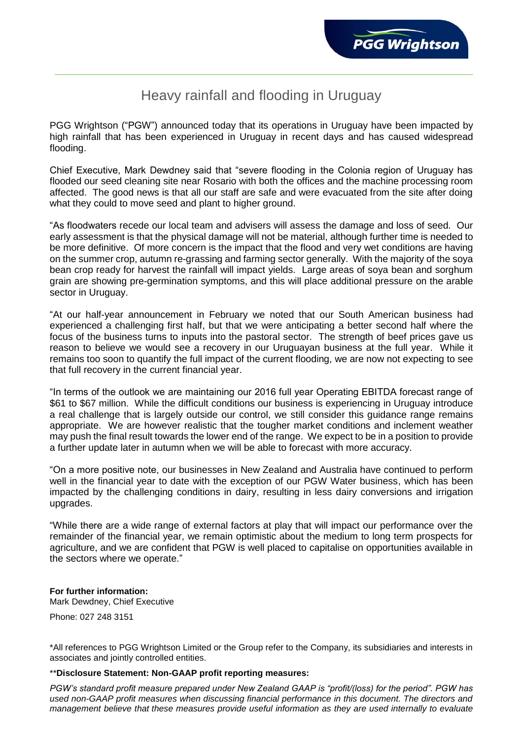# Heavy rainfall and flooding in Uruguay

PGG Wrightson ("PGW") announced today that its operations in Uruguay have been impacted by high rainfall that has been experienced in Uruguay in recent days and has caused widespread flooding.

Chief Executive, Mark Dewdney said that "severe flooding in the Colonia region of Uruguay has flooded our seed cleaning site near Rosario with both the offices and the machine processing room affected. The good news is that all our staff are safe and were evacuated from the site after doing what they could to move seed and plant to higher ground.

"As floodwaters recede our local team and advisers will assess the damage and loss of seed. Our early assessment is that the physical damage will not be material, although further time is needed to be more definitive. Of more concern is the impact that the flood and very wet conditions are having on the summer crop, autumn re-grassing and farming sector generally. With the majority of the soya bean crop ready for harvest the rainfall will impact yields. Large areas of soya bean and sorghum grain are showing pre-germination symptoms, and this will place additional pressure on the arable sector in Uruguay.

"At our half-year announcement in February we noted that our South American business had experienced a challenging first half, but that we were anticipating a better second half where the focus of the business turns to inputs into the pastoral sector. The strength of beef prices gave us reason to believe we would see a recovery in our Uruguayan business at the full year. While it remains too soon to quantify the full impact of the current flooding, we are now not expecting to see that full recovery in the current financial year.

"In terms of the outlook we are maintaining our 2016 full year Operating EBITDA forecast range of $61 to $67 million. While the difficult conditions our business is experiencing in Uruguay introduce a real challenge that is largely outside our control, we still consider this guidance range remains appropriate. We are however realistic that the tougher market conditions and inclement weather may push the final result towards the lower end of the range. We expect to be in a position to provide a further update later in autumn when we will be able to forecast with more accuracy.

"On a more positive note, our businesses in New Zealand and Australia have continued to perform well in the financial year to date with the exception of our PGW Water business, which has been impacted by the challenging conditions in dairy, resulting in less dairy conversions and irrigation upgrades.

"While there are a wide range of external factors at play that will impact our performance over the remainder of the financial year, we remain optimistic about the medium to long term prospects for agriculture, and we are confident that PGW is well placed to capitalise on opportunities available in the sectors where we operate."

**For further information:**
Mark Dewdney, Chief Executive

Phone: 027 248 3151

*All references to PGG Wrightson Limited or the Group refer to the Company, its subsidiaries and interests in associates and jointly controlled entities.

****Disclosure Statement: Non-GAAP profit reporting measures:**

*PGW's standard profit measure prepared under New Zealand GAAP is "profit/(loss) for the period". PGW has used non-GAAP profit measures when discussing financial performance in this document. The directors and management believe that these measures provide useful information as they are used internally to evaluate*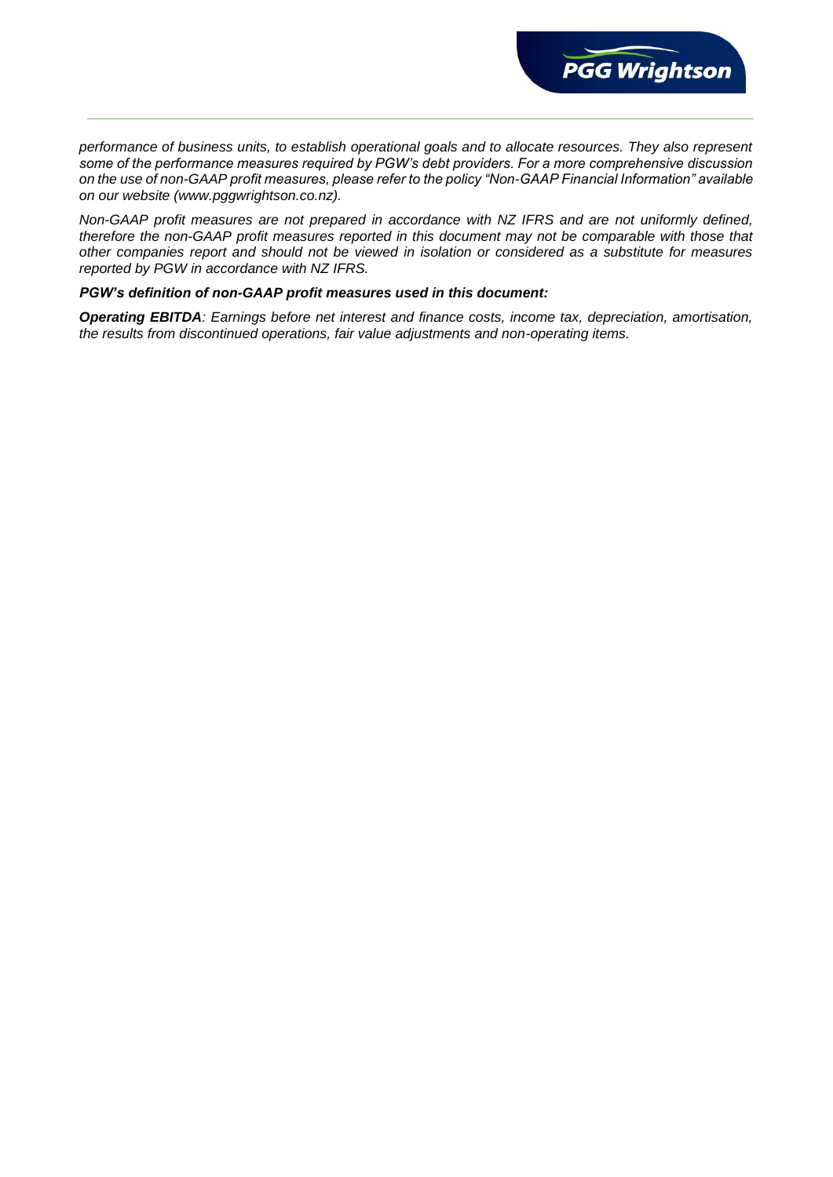*performance of business units, to establish operational goals and to allocate resources. They also represent some of the performance measures required by PGW's debt providers. For a more comprehensive discussion on the use of non-GAAP profit measures, please refer to the policy "Non-GAAP Financial Information" available on our website (www.pggwrightson.co.nz).*

*Non-GAAP profit measures are not prepared in accordance with NZ IFRS and are not uniformly defined, therefore the non-GAAP profit measures reported in this document may not be comparable with those that other companies report and should not be viewed in isolation or considered as a substitute for measures reported by PGW in accordance with NZ IFRS.*

***PGW's definition of non-GAAP profit measures used in this document:***

***Operating EBITDA****: Earnings before net interest and finance costs, income tax, depreciation, amortisation, the results from discontinued operations, fair value adjustments and non-operating items.*